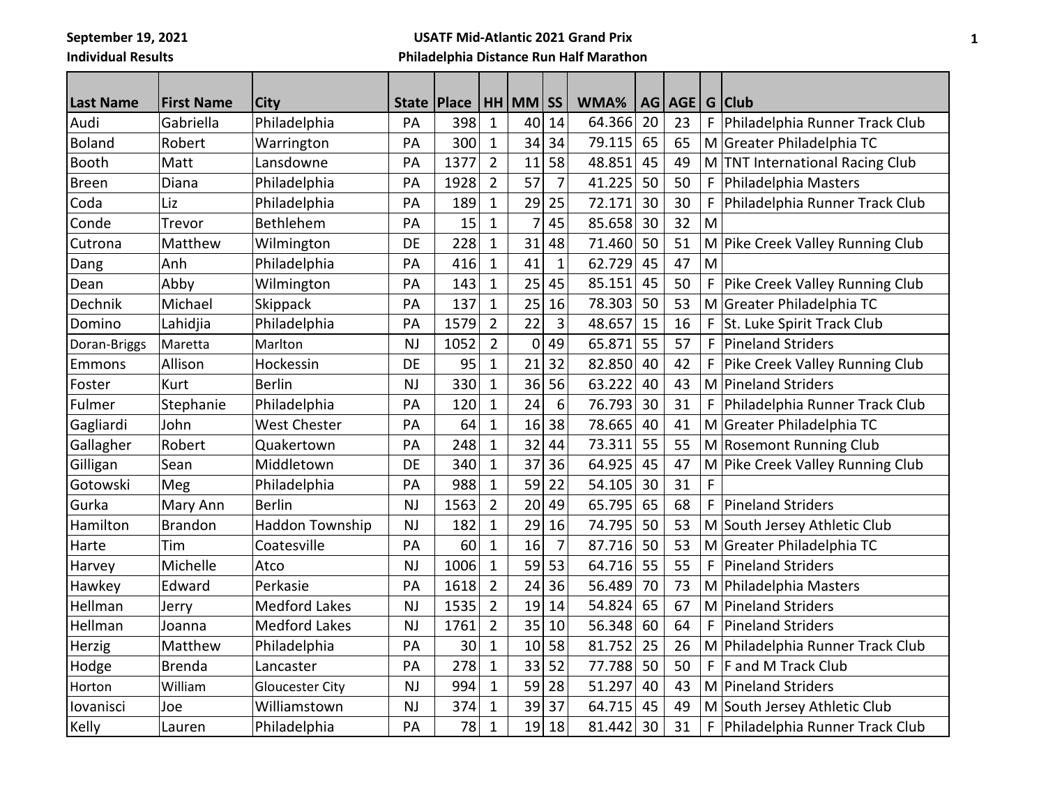September 19, 2021

Individual Results

**USATF Mid-Atlantic 2021 Grand Prix**

**Philadelphia Distance Run Half Marathon**

| Last Name | First Name | City | State | Place | HH | MM | SS | WMA% | AG | AGE | G | Club |
|---|---|---|---|---|---|---|---|---|---|---|---|---|
| Audi | Gabriella | Philadelphia | PA | 398 | 1 | 40 | 14 | 64.366 | 20 | 23 | F | Philadelphia Runner Track Club |
| Boland | Robert | Warrington | PA | 300 | 1 | 34 | 34 | 79.115 | 65 | 65 | M | Greater Philadelphia TC |
| Booth | Matt | Lansdowne | PA | 1377 | 2 | 11 | 58 | 48.851 | 45 | 49 | M | TNT International Racing Club |
| Breen | Diana | Philadelphia | PA | 1928 | 2 | 57 | 7 | 41.225 | 50 | 50 | F | Philadelphia Masters |
| Coda | Liz | Philadelphia | PA | 189 | 1 | 29 | 25 | 72.171 | 30 | 30 | F | Philadelphia Runner Track Club |
| Conde | Trevor | Bethlehem | PA | 15 | 1 | 7 | 45 | 85.658 | 30 | 32 | M | |
| Cutrona | Matthew | Wilmington | DE | 228 | 1 | 31 | 48 | 71.460 | 50 | 51 | M | Pike Creek Valley Running Club |
| Dang | Anh | Philadelphia | PA | 416 | 1 | 41 | 1 | 62.729 | 45 | 47 | M | |
| Dean | Abby | Wilmington | PA | 143 | 1 | 25 | 45 | 85.151 | 45 | 50 | F | Pike Creek Valley Running Club |
| Dechnik | Michael | Skippack | PA | 137 | 1 | 25 | 16 | 78.303 | 50 | 53 | M | Greater Philadelphia TC |
| Domino | Lahidjia | Philadelphia | PA | 1579 | 2 | 22 | 3 | 48.657 | 15 | 16 | F | St. Luke Spirit Track Club |
| Doran-Briggs | Maretta | Marlton | NJ | 1052 | 2 | 0 | 49 | 65.871 | 55 | 57 | F | Pineland Striders |
| Emmons | Allison | Hockessin | DE | 95 | 1 | 21 | 32 | 82.850 | 40 | 42 | F | Pike Creek Valley Running Club |
| Foster | Kurt | Berlin | NJ | 330 | 1 | 36 | 56 | 63.222 | 40 | 43 | M | Pineland Striders |
| Fulmer | Stephanie | Philadelphia | PA | 120 | 1 | 24 | 6 | 76.793 | 30 | 31 | F | Philadelphia Runner Track Club |
| Gagliardi | John | West Chester | PA | 64 | 1 | 16 | 38 | 78.665 | 40 | 41 | M | Greater Philadelphia TC |
| Gallagher | Robert | Quakertown | PA | 248 | 1 | 32 | 44 | 73.311 | 55 | 55 | M | Rosemont Running Club |
| Gilligan | Sean | Middletown | DE | 340 | 1 | 37 | 36 | 64.925 | 45 | 47 | M | Pike Creek Valley Running Club |
| Gotowski | Meg | Philadelphia | PA | 988 | 1 | 59 | 22 | 54.105 | 30 | 31 | F | |
| Gurka | Mary Ann | Berlin | NJ | 1563 | 2 | 20 | 49 | 65.795 | 65 | 68 | F | Pineland Striders |
| Hamilton | Brandon | Haddon Township | NJ | 182 | 1 | 29 | 16 | 74.795 | 50 | 53 | M | South Jersey Athletic Club |
| Harte | Tim | Coatesville | PA | 60 | 1 | 16 | 7 | 87.716 | 50 | 53 | M | Greater Philadelphia TC |
| Harvey | Michelle | Atco | NJ | 1006 | 1 | 59 | 53 | 64.716 | 55 | 55 | F | Pineland Striders |
| Hawkey | Edward | Perkasie | PA | 1618 | 2 | 24 | 36 | 56.489 | 70 | 73 | M | Philadelphia Masters |
| Hellman | Jerry | Medford Lakes | NJ | 1535 | 2 | 19 | 14 | 54.824 | 65 | 67 | M | Pineland Striders |
| Hellman | Joanna | Medford Lakes | NJ | 1761 | 2 | 35 | 10 | 56.348 | 60 | 64 | F | Pineland Striders |
| Herzig | Matthew | Philadelphia | PA | 30 | 1 | 10 | 58 | 81.752 | 25 | 26 | M | Philadelphia Runner Track Club |
| Hodge | Brenda | Lancaster | PA | 278 | 1 | 33 | 52 | 77.788 | 50 | 50 | F | F and M Track Club |
| Horton | William | Gloucester City | NJ | 994 | 1 | 59 | 28 | 51.297 | 40 | 43 | M | Pineland Striders |
| Iovanisci | Joe | Williamstown | NJ | 374 | 1 | 39 | 37 | 64.715 | 45 | 49 | M | South Jersey Athletic Club |
| Kelly | Lauren | Philadelphia | PA | 78 | 1 | 19 | 18 | 81.442 | 30 | 31 | F | Philadelphia Runner Track Club |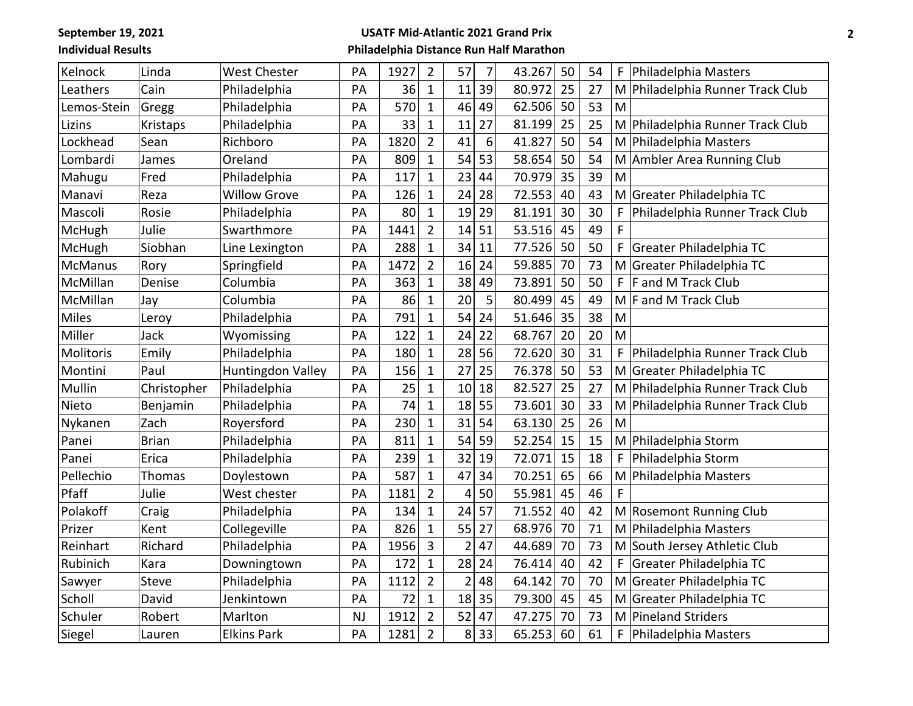| | | | | | | | | | | | | | |
|---|---|---|---|---|---|---|---|---|---|---|---|---|---|
| Kelnock | Linda | West Chester | PA | 1927 | 2 | 57 | 7 | 43.267 | 50 | 54 | F | Philadelphia Masters |
| Leathers | Cain | Philadelphia | PA | 36 | 1 | 11 | 39 | 80.972 | 25 | 27 | M | Philadelphia Runner Track Club |
| Lemos-Stein | Gregg | Philadelphia | PA | 570 | 1 | 46 | 49 | 62.506 | 50 | 53 | M | |
| Lizins | Kristaps | Philadelphia | PA | 33 | 1 | 11 | 27 | 81.199 | 25 | 25 | M | Philadelphia Runner Track Club |
| Lockhead | Sean | Richboro | PA | 1820 | 2 | 41 | 6 | 41.827 | 50 | 54 | M | Philadelphia Masters |
| Lombardi | James | Oreland | PA | 809 | 1 | 54 | 53 | 58.654 | 50 | 54 | M | Ambler Area Running Club |
| Mahugu | Fred | Philadelphia | PA | 117 | 1 | 23 | 44 | 70.979 | 35 | 39 | M | |
| Manavi | Reza | Willow Grove | PA | 126 | 1 | 24 | 28 | 72.553 | 40 | 43 | M | Greater Philadelphia TC |
| Mascoli | Rosie | Philadelphia | PA | 80 | 1 | 19 | 29 | 81.191 | 30 | 30 | F | Philadelphia Runner Track Club |
| McHugh | Julie | Swarthmore | PA | 1441 | 2 | 14 | 51 | 53.516 | 45 | 49 | F | |
| McHugh | Siobhan | Line Lexington | PA | 288 | 1 | 34 | 11 | 77.526 | 50 | 50 | F | Greater Philadelphia TC |
| McManus | Rory | Springfield | PA | 1472 | 2 | 16 | 24 | 59.885 | 70 | 73 | M | Greater Philadelphia TC |
| McMillan | Denise | Columbia | PA | 363 | 1 | 38 | 49 | 73.891 | 50 | 50 | F | F and M Track Club |
| McMillan | Jay | Columbia | PA | 86 | 1 | 20 | 5 | 80.499 | 45 | 49 | M | F and M Track Club |
| Miles | Leroy | Philadelphia | PA | 791 | 1 | 54 | 24 | 51.646 | 35 | 38 | M | |
| Miller | Jack | Wyomissing | PA | 122 | 1 | 24 | 22 | 68.767 | 20 | 20 | M | |
| Molitoris | Emily | Philadelphia | PA | 180 | 1 | 28 | 56 | 72.620 | 30 | 31 | F | Philadelphia Runner Track Club |
| Montini | Paul | Huntingdon Valley | PA | 156 | 1 | 27 | 25 | 76.378 | 50 | 53 | M | Greater Philadelphia TC |
| Mullin | Christopher | Philadelphia | PA | 25 | 1 | 10 | 18 | 82.527 | 25 | 27 | M | Philadelphia Runner Track Club |
| Nieto | Benjamin | Philadelphia | PA | 74 | 1 | 18 | 55 | 73.601 | 30 | 33 | M | Philadelphia Runner Track Club |
| Nykanen | Zach | Royersford | PA | 230 | 1 | 31 | 54 | 63.130 | 25 | 26 | M | |
| Panei | Brian | Philadelphia | PA | 811 | 1 | 54 | 59 | 52.254 | 15 | 15 | M | Philadelphia Storm |
| Panei | Erica | Philadelphia | PA | 239 | 1 | 32 | 19 | 72.071 | 15 | 18 | F | Philadelphia Storm |
| Pellechio | Thomas | Doylestown | PA | 587 | 1 | 47 | 34 | 70.251 | 65 | 66 | M | Philadelphia Masters |
| Pfaff | Julie | West chester | PA | 1181 | 2 | 4 | 50 | 55.981 | 45 | 46 | F | |
| Polakoff | Craig | Philadelphia | PA | 134 | 1 | 24 | 57 | 71.552 | 40 | 42 | M | Rosemont Running Club |
| Prizer | Kent | Collegeville | PA | 826 | 1 | 55 | 27 | 68.976 | 70 | 71 | M | Philadelphia Masters |
| Reinhart | Richard | Philadelphia | PA | 1956 | 3 | 2 | 47 | 44.689 | 70 | 73 | M | South Jersey Athletic Club |
| Rubinich | Kara | Downingtown | PA | 172 | 1 | 28 | 24 | 76.414 | 40 | 42 | F | Greater Philadelphia TC |
| Sawyer | Steve | Philadelphia | PA | 1112 | 2 | 2 | 48 | 64.142 | 70 | 70 | M | Greater Philadelphia TC |
| Scholl | David | Jenkintown | PA | 72 | 1 | 18 | 35 | 79.300 | 45 | 45 | M | Greater Philadelphia TC |
| Schuler | Robert | Marlton | NJ | 1912 | 2 | 52 | 47 | 47.275 | 70 | 73 | M | Pineland Striders |
| Siegel | Lauren | Elkins Park | PA | 1281 | 2 | 8 | 33 | 65.253 | 60 | 61 | F | Philadelphia Masters |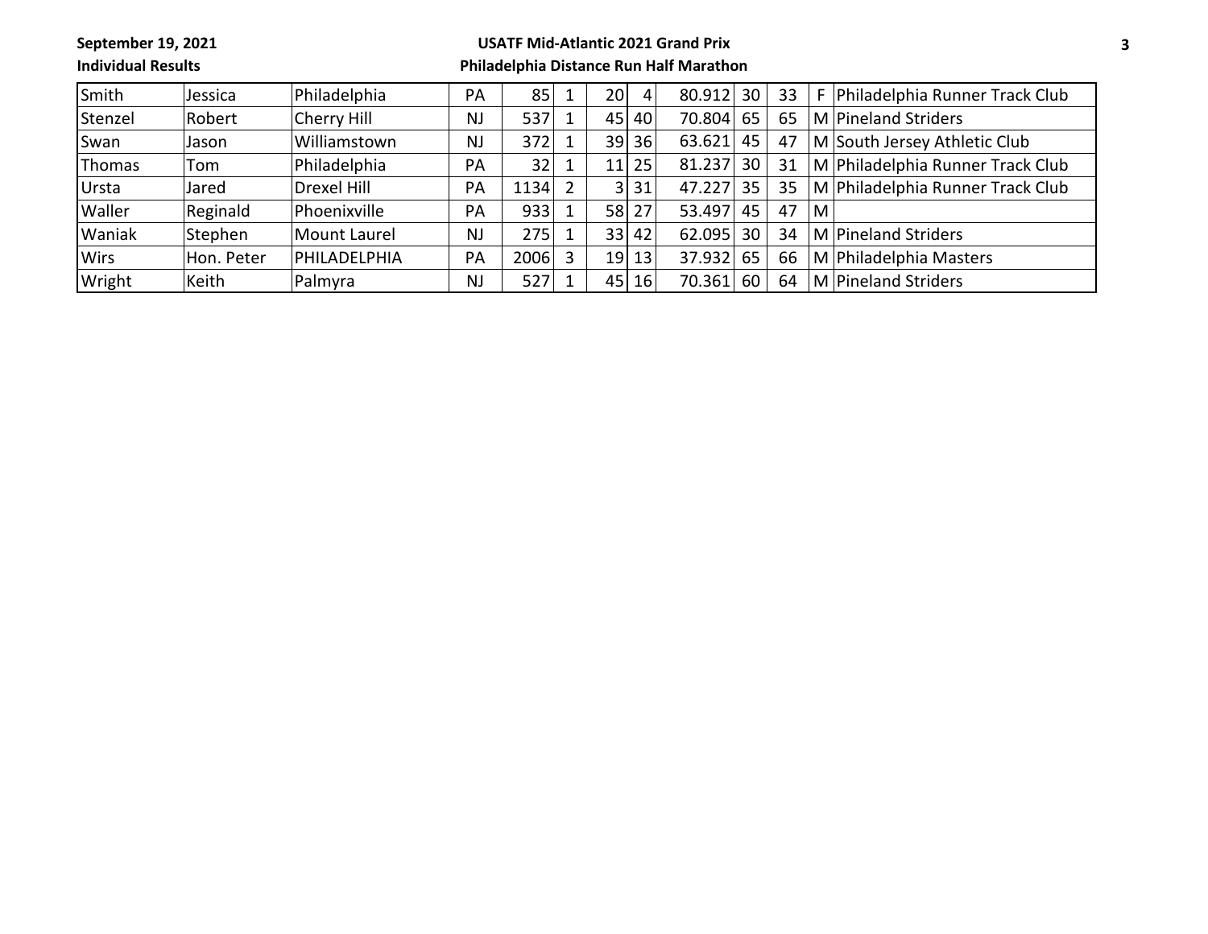**September 19, 2021**
**Individual Results**

**USATF Mid-Atlantic 2021 Grand Prix**
**Philadelphia Distance Run Half Marathon**

| | | | | | | | | | | | | |
|---|---|---|---|---|---|---|---|---|---|---|---|---|
| Smith | Jessica | Philadelphia | PA | 85 | 1 | 20 | 4 | 80.912 | 30 | 33 | F | Philadelphia Runner Track Club |
| Stenzel | Robert | Cherry Hill | NJ | 537 | 1 | 45 | 40 | 70.804 | 65 | 65 | M | Pineland Striders |
| Swan | Jason | Williamstown | NJ | 372 | 1 | 39 | 36 | 63.621 | 45 | 47 | M | South Jersey Athletic Club |
| Thomas | Tom | Philadelphia | PA | 32 | 1 | 11 | 25 | 81.237 | 30 | 31 | M | Philadelphia Runner Track Club |
| Ursta | Jared | Drexel Hill | PA | 1134 | 2 | 3 | 31 | 47.227 | 35 | 35 | M | Philadelphia Runner Track Club |
| Waller | Reginald | Phoenixville | PA | 933 | 1 | 58 | 27 | 53.497 | 45 | 47 | M | |
| Waniak | Stephen | Mount Laurel | NJ | 275 | 1 | 33 | 42 | 62.095 | 30 | 34 | M | Pineland Striders |
| Wirs | Hon. Peter | PHILADELPHIA | PA | 2006 | 3 | 19 | 13 | 37.932 | 65 | 66 | M | Philadelphia Masters |
| Wright | Keith | Palmyra | NJ | 527 | 1 | 45 | 16 | 70.361 | 60 | 64 | M | Pineland Striders |